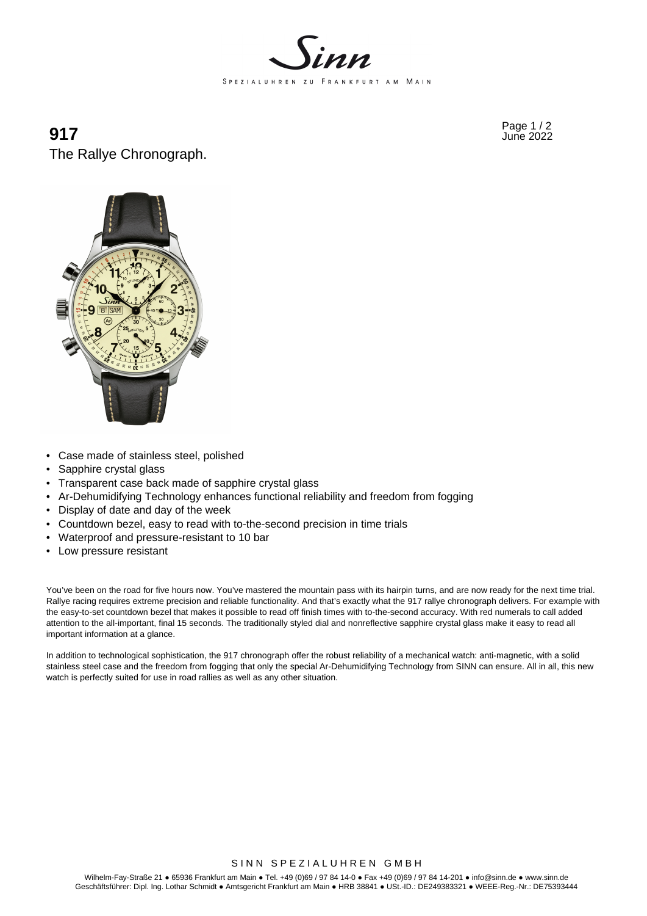# 917

The Rallye Chronograph.

June 2022

- Case made of stainless steel, polished
- Sapphire crystal glass
- Transparent case back made of sapphire crystal glass
- Ar-Dehumidifying Technology enhances functional reliability and freedom from fogging
- Display of date and day of the week
- Countdown bezel, easy to read with to-the-second precision in time trials
- Waterproof and pressure-resistant to 10 bar
- Low pressure resistant

You've been on the road for five hours now. You've mastered the mountain pass with its hairpin turns, and are now ready for the next time trial. Rallye racing requires extreme precision and reliable functionality. And that's exactly what the 917 rallye chronograph delivers. For example with the easy-to-set countdown bezel that makes it possible to read off finish times with to-the-second accuracy. With red numerals to call added attention to the all-important, final 15 seconds. The traditionally styled dial and nonreflective sapphire crystal glass make it easy to read all important information at a glance.

In addition to technological sophistication, the 917 chronograph offer the robust reliability of a mechanical watch: anti-magnetic, with a solid stainless steel case and the freedom from fogging that only the special Ar-Dehumidifying Technology from SINN can ensure. All in all, this new watch is perfectly suited for use in road rallies as well as any other situation.

SINN SPEZIALUHREN GMBH

Wilhelm-Fay-Straße 21 ● 65936 Frankfurt am Main ● Tel. +49 (0)69 / 97 84 14-0 ● Fax +49 (0)69 / 97 84 14-201 ● info@sinn.de ● www.sinn.de
Geschäftsführer: Dipl. Ing. Lothar Schmidt ● Amtsgericht Frankfurt am Main ● HRB 38841 ● USt.-ID.: DE249383321 ● WEEE-Reg.-Nr.: DE75393444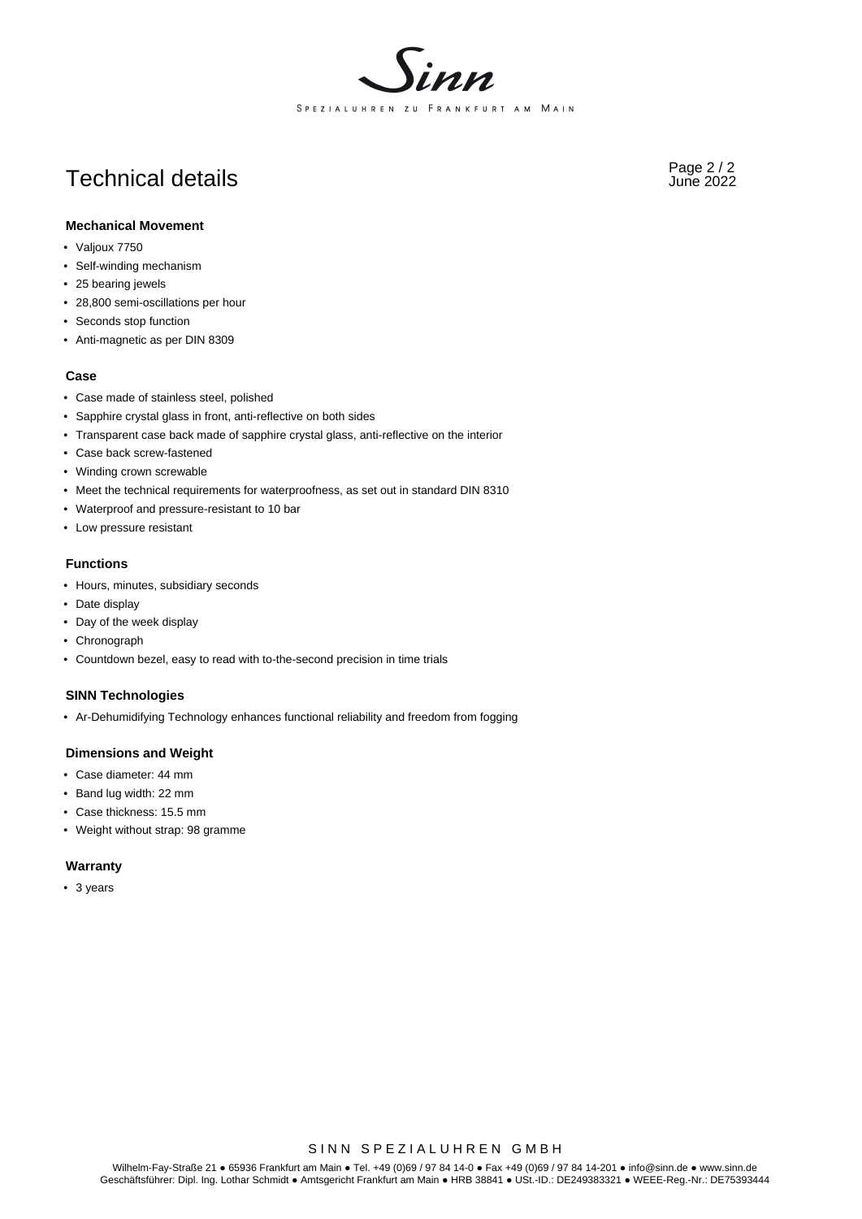# Technical details

### Mechanical Movement

- Valjoux 7750
- Self-winding mechanism
- 25 bearing jewels
- 28,800 semi-oscillations per hour
- Seconds stop function
- Anti-magnetic as per DIN 8309

### Case

- Case made of stainless steel, polished
- Sapphire crystal glass in front, anti-reflective on both sides
- Transparent case back made of sapphire crystal glass, anti-reflective on the interior
- Case back screw-fastened
- Winding crown screwable
- Meet the technical requirements for waterproofness, as set out in standard DIN 8310
- Waterproof and pressure-resistant to 10 bar
- Low pressure resistant

### Functions

- Hours, minutes, subsidiary seconds
- Date display
- Day of the week display
- Chronograph
- Countdown bezel, easy to read with to-the-second precision in time trials

### SINN Technologies

- Ar-Dehumidifying Technology enhances functional reliability and freedom from fogging

### Dimensions and Weight

- Case diameter: 44 mm
- Band lug width: 22 mm
- Case thickness: 15.5 mm
- Weight without strap: 98 gramme

### Warranty

- 3 years